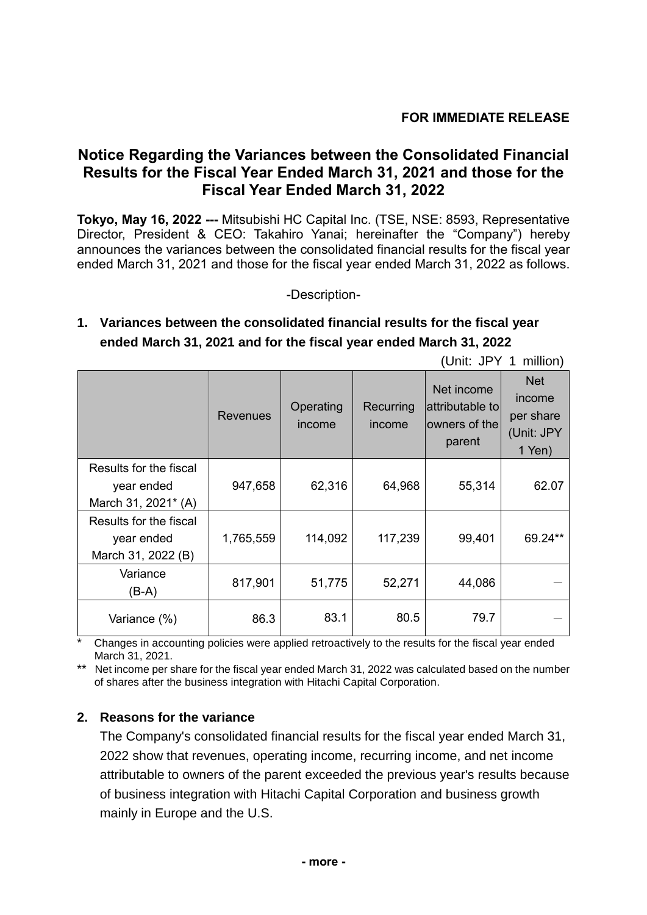**FOR IMMEDIATE RELEASE**

# Notice Regarding the Variances between the Consolidated Financial Results for the Fiscal Year Ended March 31, 2021 and those for the Fiscal Year Ended March 31, 2022

**Tokyo, May 16, 2022 ---** Mitsubishi HC Capital Inc. (TSE, NSE: 8593, Representative Director, President & CEO: Takahiro Yanai; hereinafter the "Company") hereby announces the variances between the consolidated financial results for the fiscal year ended March 31, 2021 and those for the fiscal year ended March 31, 2022 as follows.

-Description-

## 1. Variances between the consolidated financial results for the fiscal year ended March 31, 2021 and for the fiscal year ended March 31, 2022

(Unit: JPY 1 million)

| | Revenues | Operating income | Recurring income | Net income attributable to owners of the parent | Net income per share (Unit: JPY 1 Yen) |
|---|---|---|---|---|---|
| Results for the fiscal year ended March 31, 2021* (A) | 947,658 | 62,316 | 64,968 | 55,314 | 62.07 |
| Results for the fiscal year ended March 31, 2022 (B) | 1,765,559 | 114,092 | 117,239 | 99,401 | 69.24** |
| Variance (B-A) | 817,901 | 51,775 | 52,271 | 44,086 | — |
| Variance (%) | 86.3 | 83.1 | 80.5 | 79.7 | — |

\* Changes in accounting policies were applied retroactively to the results for the fiscal year ended March 31, 2021.

\*\* Net income per share for the fiscal year ended March 31, 2022 was calculated based on the number of shares after the business integration with Hitachi Capital Corporation.

## 2. Reasons for the variance

The Company's consolidated financial results for the fiscal year ended March 31, 2022 show that revenues, operating income, recurring income, and net income attributable to owners of the parent exceeded the previous year's results because of business integration with Hitachi Capital Corporation and business growth mainly in Europe and the U.S.

**- more -**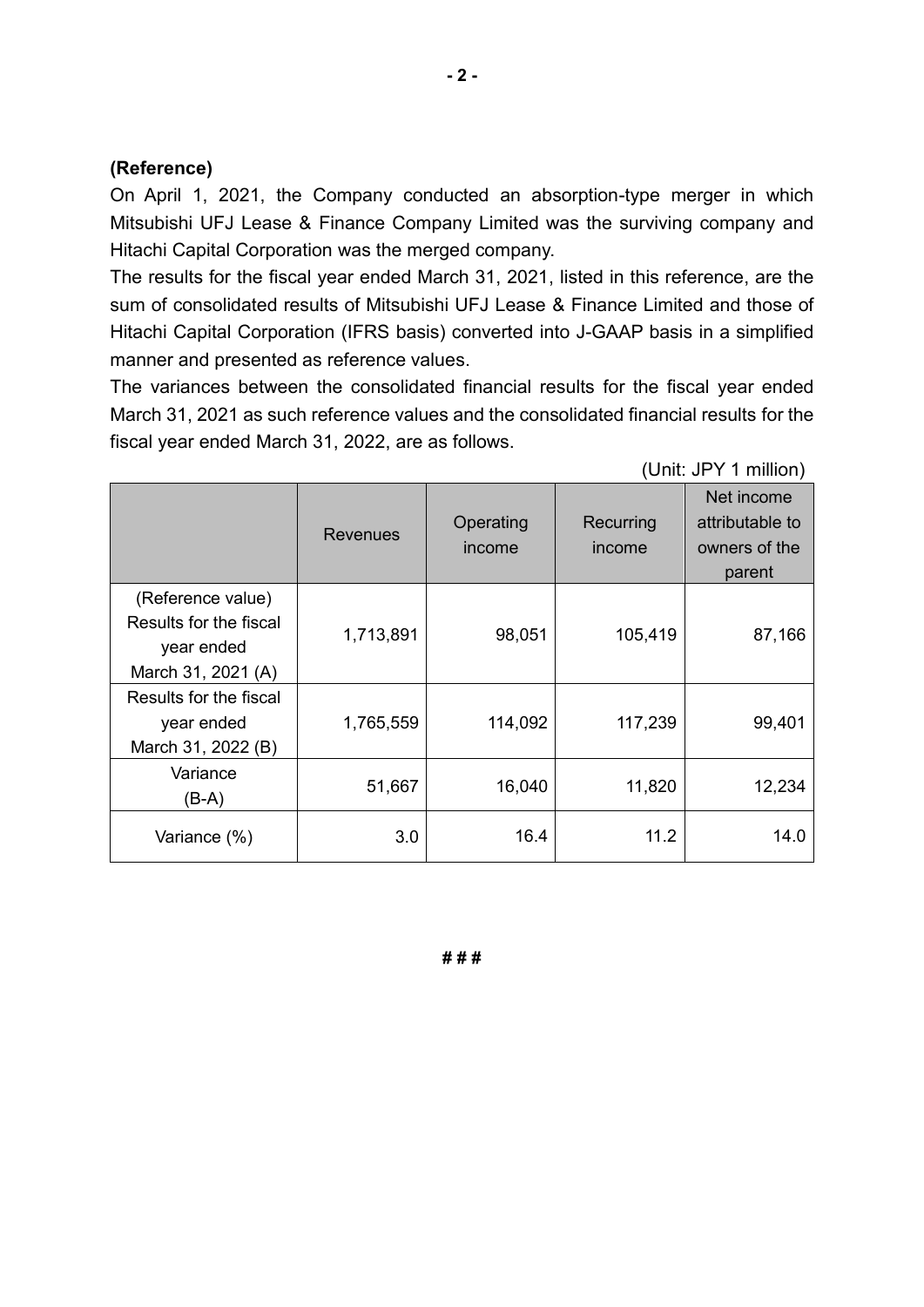**(Reference)**

On April 1, 2021, the Company conducted an absorption-type merger in which Mitsubishi UFJ Lease & Finance Company Limited was the surviving company and Hitachi Capital Corporation was the merged company.

The results for the fiscal year ended March 31, 2021, listed in this reference, are the sum of consolidated results of Mitsubishi UFJ Lease & Finance Limited and those of Hitachi Capital Corporation (IFRS basis) converted into J-GAAP basis in a simplified manner and presented as reference values.

The variances between the consolidated financial results for the fiscal year ended March 31, 2021 as such reference values and the consolidated financial results for the fiscal year ended March 31, 2022, are as follows.

(Unit: JPY 1 million)

| | Revenues | Operating income | Recurring income | Net income attributable to owners of the parent |
|---|---|---|---|---|
| (Reference value) Results for the fiscal year ended March 31, 2021 (A) | 1,713,891 | 98,051 | 105,419 | 87,166 |
| Results for the fiscal year ended March 31, 2022 (B) | 1,765,559 | 114,092 | 117,239 | 99,401 |
| Variance (B-A) | 51,667 | 16,040 | 11,820 | 12,234 |
| Variance (%) | 3.0 | 16.4 | 11.2 | 14.0 |

# # #